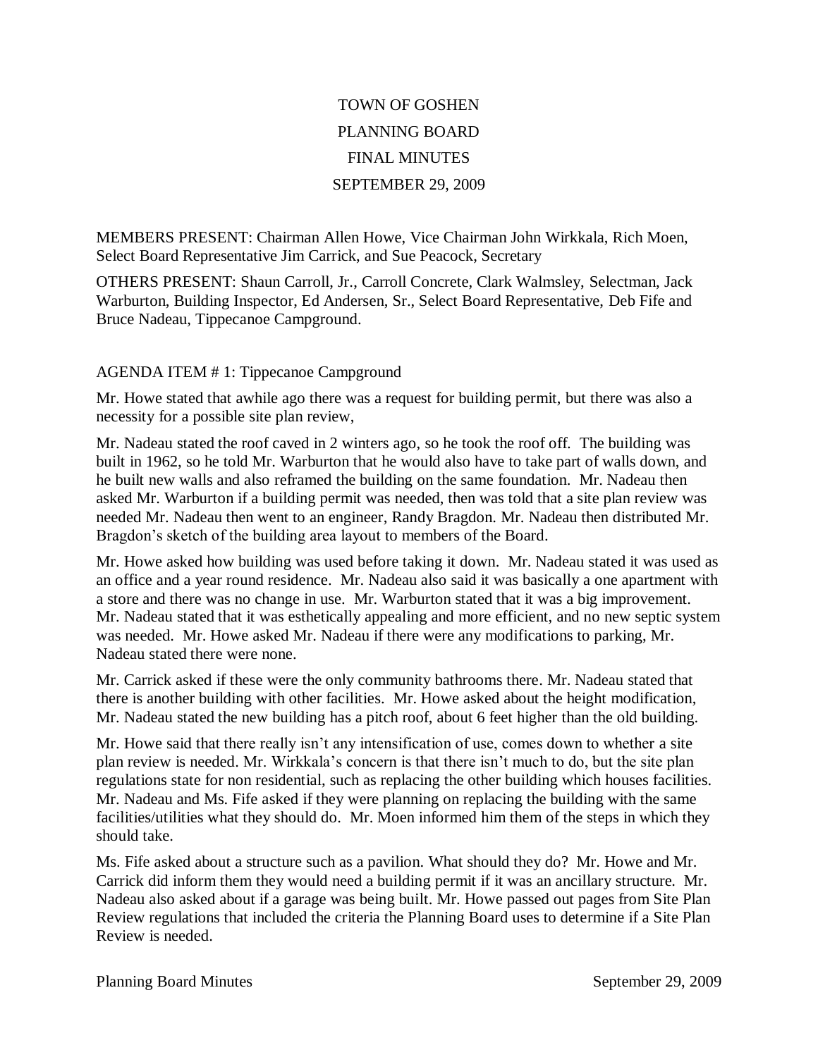# TOWN OF GOSHEN
# PLANNING BOARD
# FINAL MINUTES
# SEPTEMBER 29, 2009

MEMBERS PRESENT: Chairman Allen Howe, Vice Chairman John Wirkkala, Rich Moen, Select Board Representative Jim Carrick, and Sue Peacock, Secretary

OTHERS PRESENT: Shaun Carroll, Jr., Carroll Concrete, Clark Walmsley, Selectman, Jack Warburton, Building Inspector, Ed Andersen, Sr., Select Board Representative, Deb Fife and Bruce Nadeau, Tippecanoe Campground.

AGENDA ITEM # 1: Tippecanoe Campground

Mr. Howe stated that awhile ago there was a request for building permit, but there was also a necessity for a possible site plan review,

Mr. Nadeau stated the roof caved in 2 winters ago, so he took the roof off. The building was built in 1962, so he told Mr. Warburton that he would also have to take part of walls down, and he built new walls and also reframed the building on the same foundation. Mr. Nadeau then asked Mr. Warburton if a building permit was needed, then was told that a site plan review was needed Mr. Nadeau then went to an engineer, Randy Bragdon. Mr. Nadeau then distributed Mr. Bragdon's sketch of the building area layout to members of the Board.

Mr. Howe asked how building was used before taking it down. Mr. Nadeau stated it was used as an office and a year round residence. Mr. Nadeau also said it was basically a one apartment with a store and there was no change in use. Mr. Warburton stated that it was a big improvement. Mr. Nadeau stated that it was esthetically appealing and more efficient, and no new septic system was needed. Mr. Howe asked Mr. Nadeau if there were any modifications to parking, Mr. Nadeau stated there were none.

Mr. Carrick asked if these were the only community bathrooms there. Mr. Nadeau stated that there is another building with other facilities. Mr. Howe asked about the height modification, Mr. Nadeau stated the new building has a pitch roof, about 6 feet higher than the old building.

Mr. Howe said that there really isn't any intensification of use, comes down to whether a site plan review is needed. Mr. Wirkkala's concern is that there isn't much to do, but the site plan regulations state for non residential, such as replacing the other building which houses facilities. Mr. Nadeau and Ms. Fife asked if they were planning on replacing the building with the same facilities/utilities what they should do. Mr. Moen informed him them of the steps in which they should take.

Ms. Fife asked about a structure such as a pavilion. What should they do? Mr. Howe and Mr. Carrick did inform them they would need a building permit if it was an ancillary structure. Mr. Nadeau also asked about if a garage was being built. Mr. Howe passed out pages from Site Plan Review regulations that included the criteria the Planning Board uses to determine if a Site Plan Review is needed.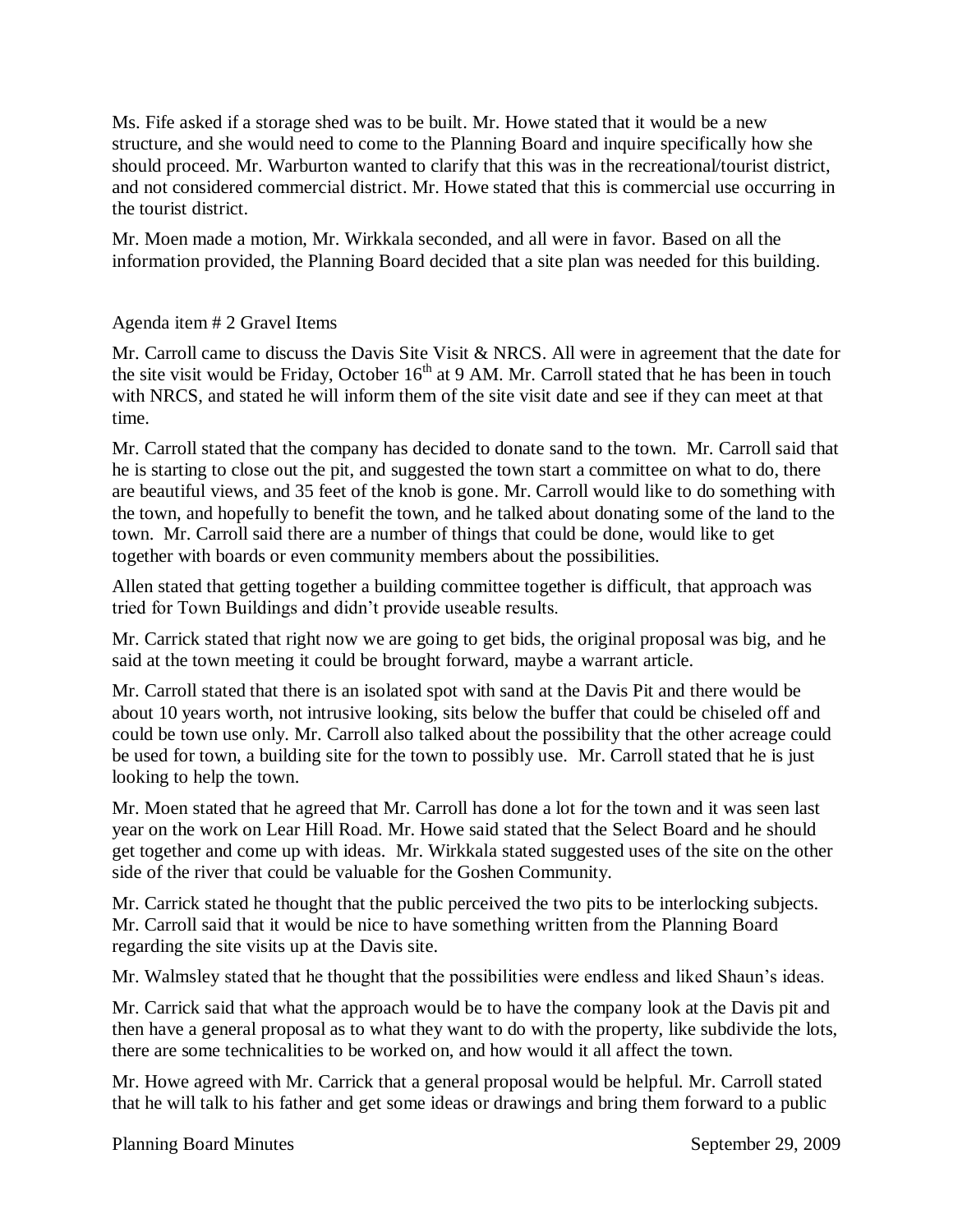Ms. Fife asked if a storage shed was to be built. Mr. Howe stated that it would be a new structure, and she would need to come to the Planning Board and inquire specifically how she should proceed. Mr. Warburton wanted to clarify that this was in the recreational/tourist district, and not considered commercial district. Mr. Howe stated that this is commercial use occurring in the tourist district.

Mr. Moen made a motion, Mr. Wirkkala seconded, and all were in favor. Based on all the information provided, the Planning Board decided that a site plan was needed for this building.

Agenda item # 2 Gravel Items

Mr. Carroll came to discuss the Davis Site Visit & NRCS. All were in agreement that the date for the site visit would be Friday, October 16th at 9 AM. Mr. Carroll stated that he has been in touch with NRCS, and stated he will inform them of the site visit date and see if they can meet at that time.

Mr. Carroll stated that the company has decided to donate sand to the town. Mr. Carroll said that he is starting to close out the pit, and suggested the town start a committee on what to do, there are beautiful views, and 35 feet of the knob is gone. Mr. Carroll would like to do something with the town, and hopefully to benefit the town, and he talked about donating some of the land to the town. Mr. Carroll said there are a number of things that could be done, would like to get together with boards or even community members about the possibilities.

Allen stated that getting together a building committee together is difficult, that approach was tried for Town Buildings and didn't provide useable results.

Mr. Carrick stated that right now we are going to get bids, the original proposal was big, and he said at the town meeting it could be brought forward, maybe a warrant article.

Mr. Carroll stated that there is an isolated spot with sand at the Davis Pit and there would be about 10 years worth, not intrusive looking, sits below the buffer that could be chiseled off and could be town use only. Mr. Carroll also talked about the possibility that the other acreage could be used for town, a building site for the town to possibly use. Mr. Carroll stated that he is just looking to help the town.

Mr. Moen stated that he agreed that Mr. Carroll has done a lot for the town and it was seen last year on the work on Lear Hill Road. Mr. Howe said stated that the Select Board and he should get together and come up with ideas. Mr. Wirkkala stated suggested uses of the site on the other side of the river that could be valuable for the Goshen Community.

Mr. Carrick stated he thought that the public perceived the two pits to be interlocking subjects. Mr. Carroll said that it would be nice to have something written from the Planning Board regarding the site visits up at the Davis site.

Mr. Walmsley stated that he thought that the possibilities were endless and liked Shaun's ideas.

Mr. Carrick said that what the approach would be to have the company look at the Davis pit and then have a general proposal as to what they want to do with the property, like subdivide the lots, there are some technicalities to be worked on, and how would it all affect the town.

Mr. Howe agreed with Mr. Carrick that a general proposal would be helpful. Mr. Carroll stated that he will talk to his father and get some ideas or drawings and bring them forward to a public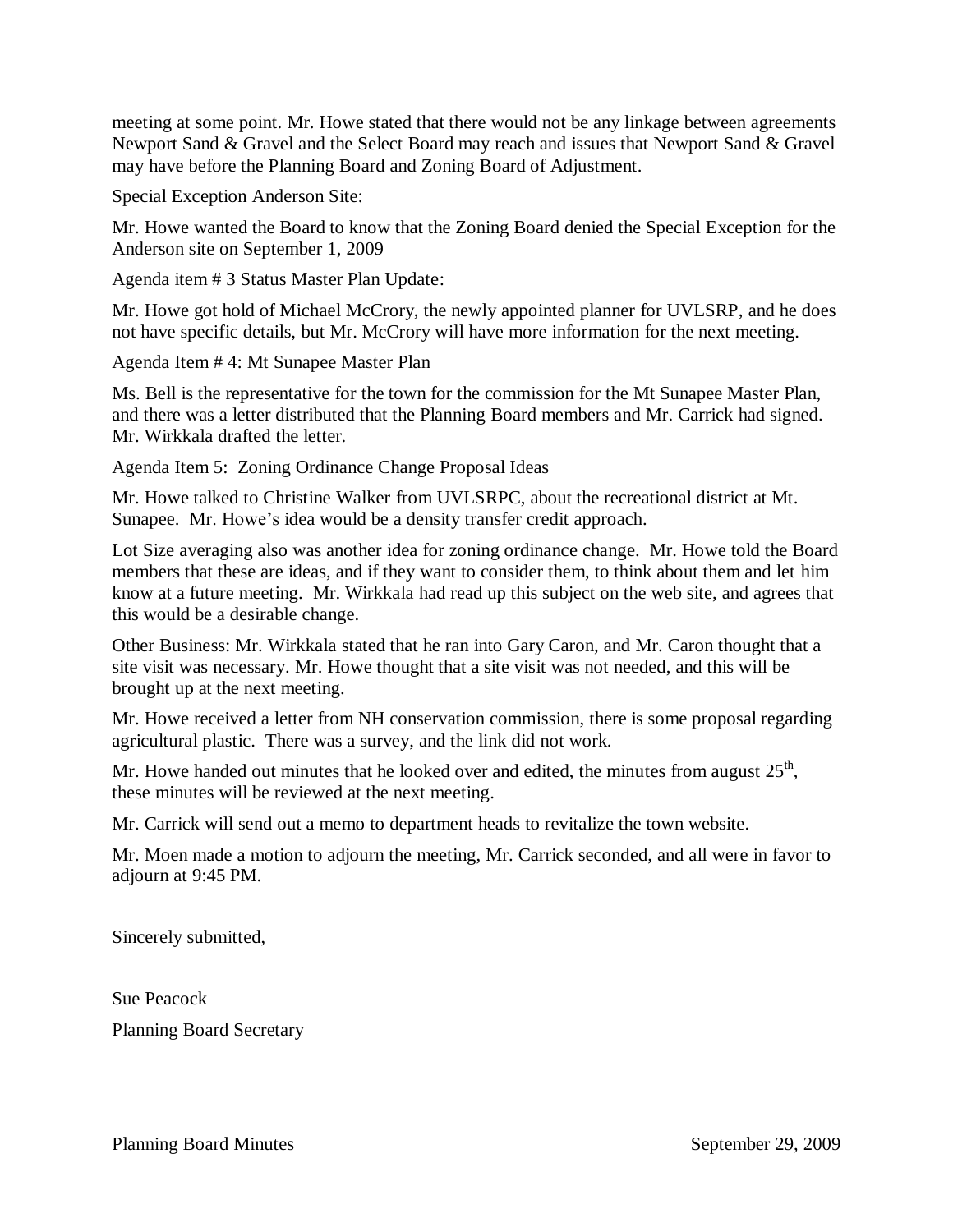meeting at some point. Mr. Howe stated that there would not be any linkage between agreements Newport Sand & Gravel and the Select Board may reach and issues that Newport Sand & Gravel may have before the Planning Board and Zoning Board of Adjustment.

Special Exception Anderson Site:

Mr. Howe wanted the Board to know that the Zoning Board denied the Special Exception for the Anderson site on September 1, 2009

Agenda item # 3 Status Master Plan Update:

Mr. Howe got hold of Michael McCrory, the newly appointed planner for UVLSRP, and he does not have specific details, but Mr. McCrory will have more information for the next meeting.

Agenda Item # 4: Mt Sunapee Master Plan

Ms. Bell is the representative for the town for the commission for the Mt Sunapee Master Plan, and there was a letter distributed that the Planning Board members and Mr. Carrick had signed. Mr. Wirkkala drafted the letter.

Agenda Item 5: Zoning Ordinance Change Proposal Ideas

Mr. Howe talked to Christine Walker from UVLSRPC, about the recreational district at Mt. Sunapee. Mr. Howe's idea would be a density transfer credit approach.

Lot Size averaging also was another idea for zoning ordinance change. Mr. Howe told the Board members that these are ideas, and if they want to consider them, to think about them and let him know at a future meeting. Mr. Wirkkala had read up this subject on the web site, and agrees that this would be a desirable change.

Other Business: Mr. Wirkkala stated that he ran into Gary Caron, and Mr. Caron thought that a site visit was necessary. Mr. Howe thought that a site visit was not needed, and this will be brought up at the next meeting.

Mr. Howe received a letter from NH conservation commission, there is some proposal regarding agricultural plastic. There was a survey, and the link did not work.

Mr. Howe handed out minutes that he looked over and edited, the minutes from august 25th, these minutes will be reviewed at the next meeting.

Mr. Carrick will send out a memo to department heads to revitalize the town website.

Mr. Moen made a motion to adjourn the meeting, Mr. Carrick seconded, and all were in favor to adjourn at 9:45 PM.

Sincerely submitted,

Sue Peacock

Planning Board Secretary